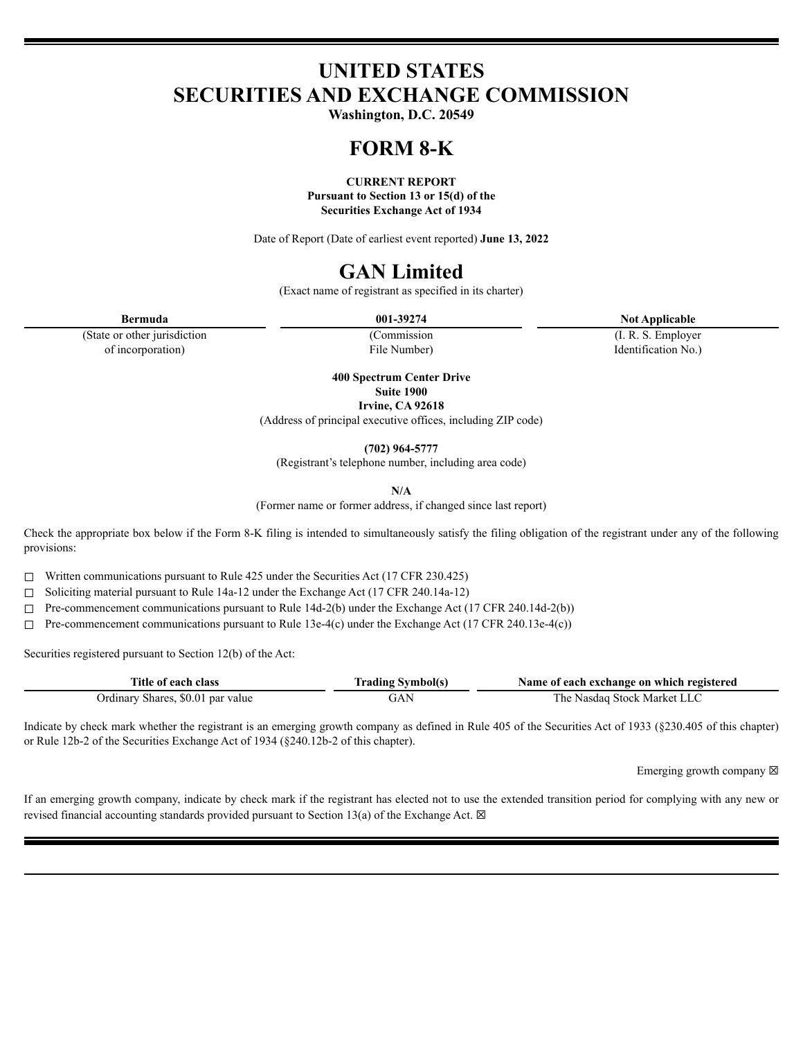# UNITED STATES
# SECURITIES AND EXCHANGE COMMISSION

**Washington, D.C. 20549**

# FORM 8-K

**CURRENT REPORT**
**Pursuant to Section 13 or 15(d) of the**
**Securities Exchange Act of 1934**

Date of Report (Date of earliest event reported) **June 13, 2022**

# GAN Limited

(Exact name of registrant as specified in its charter)

| Bermuda | 001-39274 | Not Applicable |
|---|---|---|
| (State or other jurisdiction of incorporation) | (Commission File Number) | (I. R. S. Employer Identification No.) |

**400 Spectrum Center Drive**
**Suite 1900**
**Irvine, CA 92618**
(Address of principal executive offices, including ZIP code)

**(702) 964-5777**
(Registrant's telephone number, including area code)

**N/A**
(Former name or former address, if changed since last report)

Check the appropriate box below if the Form 8-K filing is intended to simultaneously satisfy the filing obligation of the registrant under any of the following provisions:

☐ Written communications pursuant to Rule 425 under the Securities Act (17 CFR 230.425)

☐ Soliciting material pursuant to Rule 14a-12 under the Exchange Act (17 CFR 240.14a-12)

☐ Pre-commencement communications pursuant to Rule 14d-2(b) under the Exchange Act (17 CFR 240.14d-2(b))

☐ Pre-commencement communications pursuant to Rule 13e-4(c) under the Exchange Act (17 CFR 240.13e-4(c))

Securities registered pursuant to Section 12(b) of the Act:

| Title of each class | Trading Symbol(s) | Name of each exchange on which registered |
|---|---|---|
| Ordinary Shares, $0.01 par value | GAN | The Nasdaq Stock Market LLC |

Indicate by check mark whether the registrant is an emerging growth company as defined in Rule 405 of the Securities Act of 1933 (§230.405 of this chapter) or Rule 12b-2 of the Securities Exchange Act of 1934 (§240.12b-2 of this chapter).

Emerging growth company ☒

If an emerging growth company, indicate by check mark if the registrant has elected not to use the extended transition period for complying with any new or revised financial accounting standards provided pursuant to Section 13(a) of the Exchange Act. ☒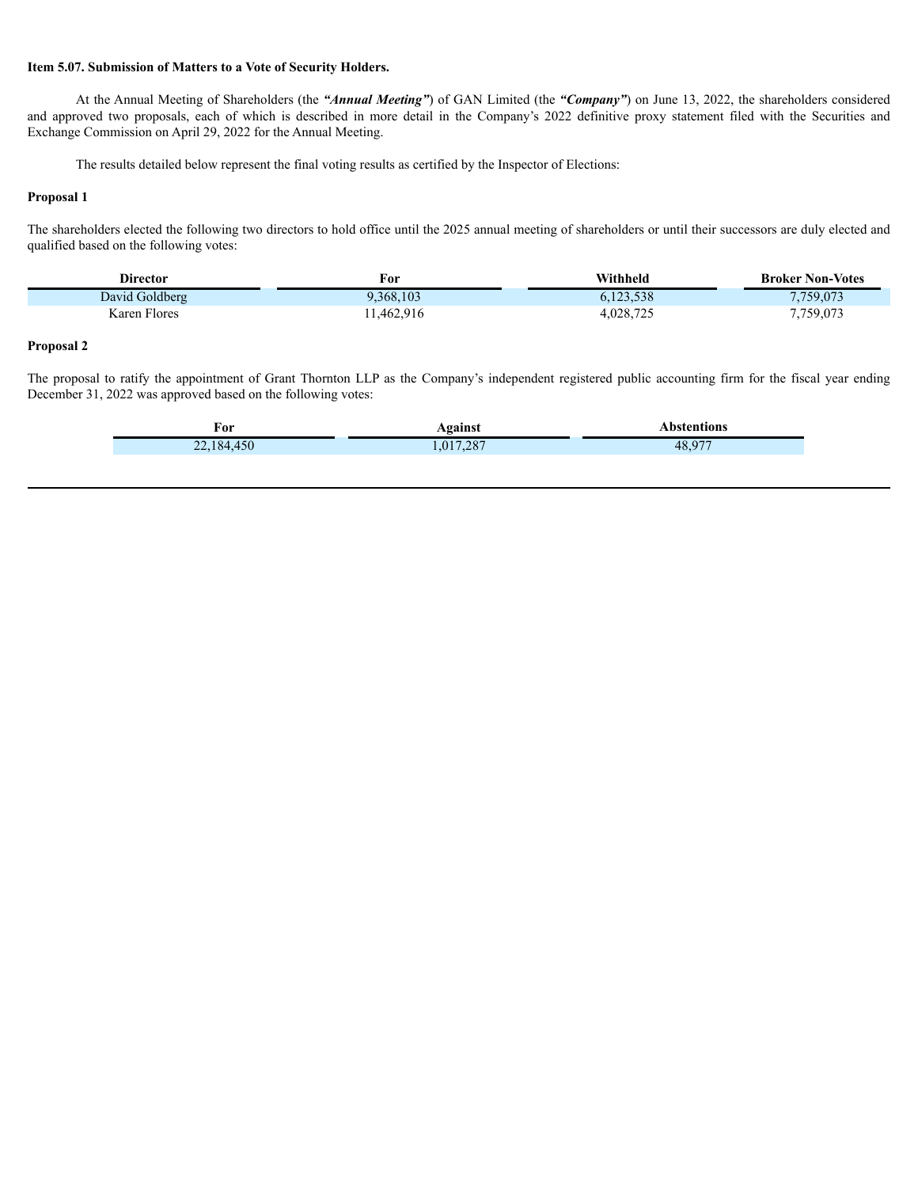**Item 5.07. Submission of Matters to a Vote of Security Holders.**

At the Annual Meeting of Shareholders (the ***"Annual Meeting"***) of GAN Limited (the ***"Company"***) on June 13, 2022, the shareholders considered and approved two proposals, each of which is described in more detail in the Company's 2022 definitive proxy statement filed with the Securities and Exchange Commission on April 29, 2022 for the Annual Meeting.

The results detailed below represent the final voting results as certified by the Inspector of Elections:

**Proposal 1**

The shareholders elected the following two directors to hold office until the 2025 annual meeting of shareholders or until their successors are duly elected and qualified based on the following votes:

| Director | For | Withheld | Broker Non-Votes |
| --- | --- | --- | --- |
| David Goldberg | 9,368,103 | 6,123,538 | 7,759,073 |
| Karen Flores | 11,462,916 | 4,028,725 | 7,759,073 |

**Proposal 2**

The proposal to ratify the appointment of Grant Thornton LLP as the Company's independent registered public accounting firm for the fiscal year ending December 31, 2022 was approved based on the following votes:

| For | Against | Abstentions |
| --- | --- | --- |
| 22,184,450 | 1,017,287 | 48,977 |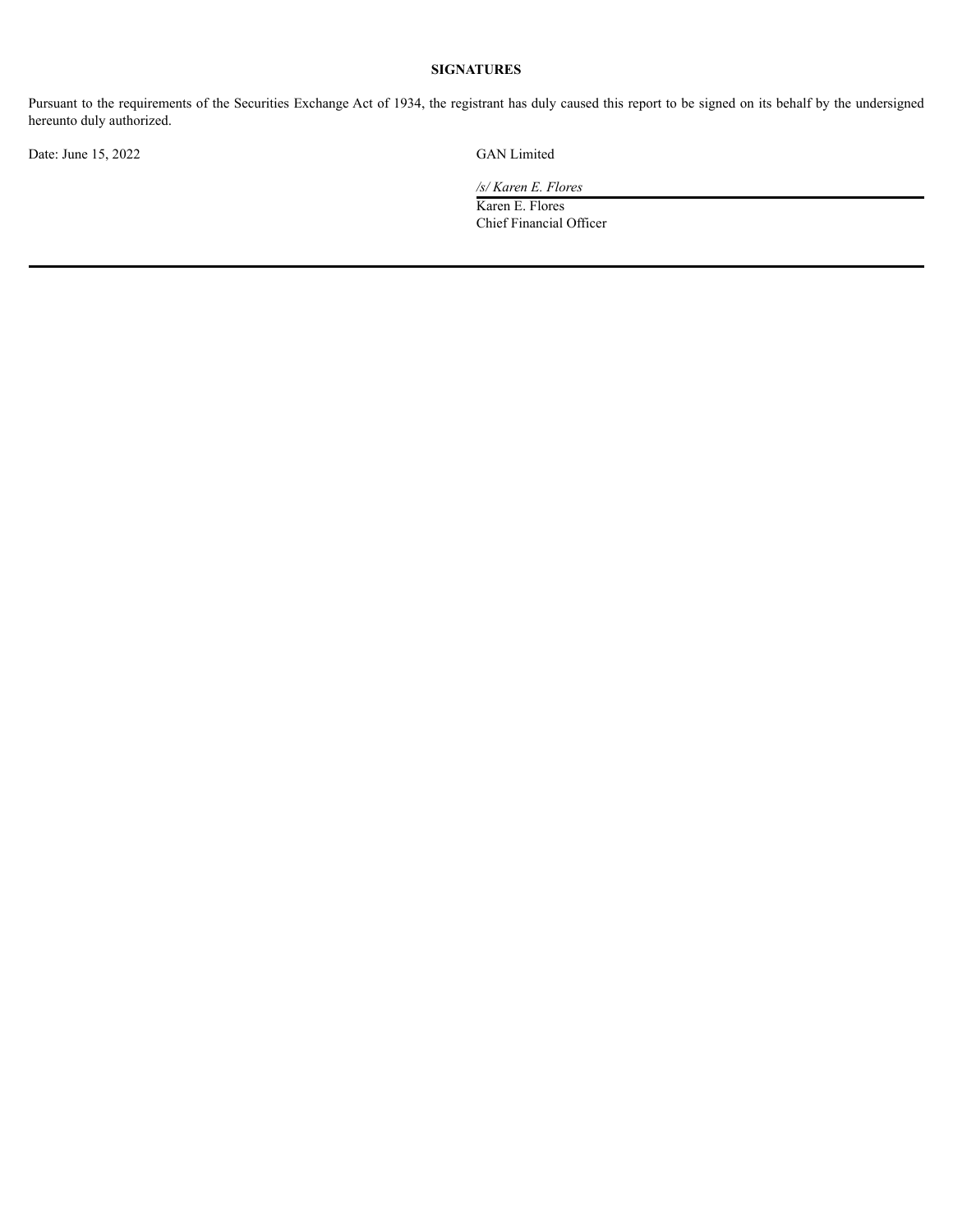**SIGNATURES**

Pursuant to the requirements of the Securities Exchange Act of 1934, the registrant has duly caused this report to be signed on its behalf by the undersigned hereunto duly authorized.

| | |
|---|---|
| Date: June 15, 2022 | GAN Limited |
| | *By: /s/ Karen E. Flores* |
| | Karen E. Flores |
| | Chief Financial Officer |